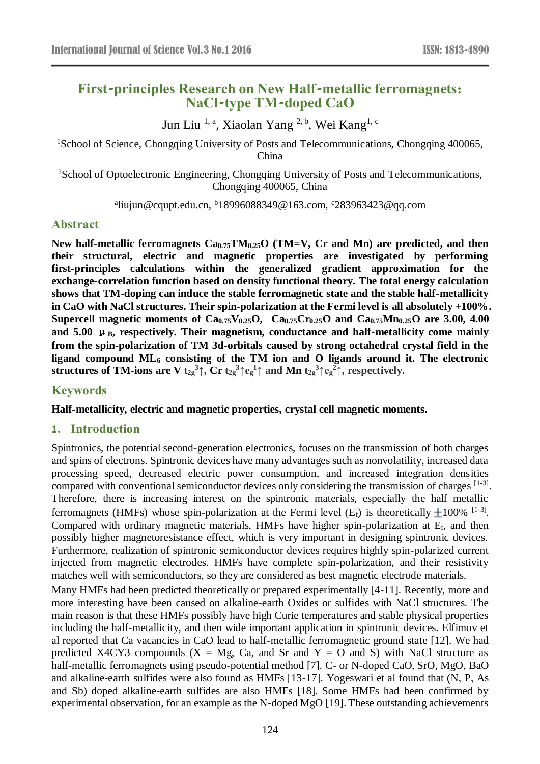# First-principles Research on New Half-metallic ferromagnets: NaCl-type TM-doped CaO

Jun Liu [1, a], Xiaolan Yang [2, b], Wei Kang[1, c]

[1]School of Science, Chongqing University of Posts and Telecommunications, Chongqing 400065, China

[2]School of Optoelectronic Engineering, Chongqing University of Posts and Telecommunications, Chongqing 400065, China

[a]liujun@cqupt.edu.cn, [b]18996088349@163.com, [c]283963423@qq.com

## Abstract

**New half-metallic ferromagnets $Ca_{0.75}TM_{0.25}O$ (TM=V, Cr and Mn) are predicted, and then their structural, electric and magnetic properties are investigated by performing first-principles calculations within the generalized gradient approximation for the exchange-correlation function based on density functional theory. The total energy calculation shows that TM-doping can induce the stable ferromagnetic state and the stable half-metallicity in CaO with NaCl structures. Their spin-polarization at the Fermi level is all absolutely +100%. Supercell magnetic moments of $Ca_{0.75}V_{0.25}O$, $Ca_{0.75}Cr_{0.25}O$ and $Ca_{0.75}Mn_{0.25}O$ are 3.00, 4.00 and 5.00 $\mu_B$, respectively. Their magnetism, conductance and half-metallicity come mainly from the spin-polarization of TM 3d-orbitals caused by strong octahedral crystal field in the ligand compound $ML_6$ consisting of the TM ion and O ligands around it. The electronic structures of TM-ions are V $t_{2g}^3\uparrow$, Cr $t_{2g}^3\uparrow e_g^1\uparrow$ and Mn $t_{2g}^3\uparrow e_g^2\uparrow$, respectively.**

## Keywords

**Half-metallicity, electric and magnetic properties, crystal cell magnetic moments.**

## 1. Introduction

Spintronics, the potential second-generation electronics, focuses on the transmission of both charges and spins of electrons. Spintronic devices have many advantages such as nonvolatility, increased data processing speed, decreased electric power consumption, and increased integration densities compared with conventional semiconductor devices only considering the transmission of charges [1-3]. Therefore, there is increasing interest on the spintronic materials, especially the half metallic ferromagnets (HMFs) whose spin-polarization at the Fermi level ($E_f$) is theoretically $\pm$100% [1-3]. Compared with ordinary magnetic materials, HMFs have higher spin-polarization at $E_f$, and then possibly higher magnetoresistance effect, which is very important in designing spintronic devices. Furthermore, realization of spintronic semiconductor devices requires highly spin-polarized current injected from magnetic electrodes. HMFs have complete spin-polarization, and their resistivity matches well with semiconductors, so they are considered as best magnetic electrode materials.

Many HMFs had been predicted theoretically or prepared experimentally [4-11]. Recently, more and more interesting has been caused on alkaline-earth Oxides or sulfides with NaCl structures. The main reason is that these HMFs possibly have high Curie temperatures and stable physical properties including the half-metallicity, and then wide important application in spintronic devices. Elfimov et al reported that Ca vacancies in CaO lead to half-metallic ferromagnetic ground state [12]. We had predicted X4CY3 compounds (X = Mg, Ca, and Sr and Y = O and S) with NaCl structure as half-metallic ferromagnets using pseudo-potential method [7]. C- or N-doped CaO, SrO, MgO, BaO and alkaline-earth sulfides were also found as HMFs [13-17]. Yogeswari et al found that (N, P, As and Sb) doped alkaline-earth sulfides are also HMFs [18]. Some HMFs had been confirmed by experimental observation, for an example as the N-doped MgO [19]. These outstanding achievements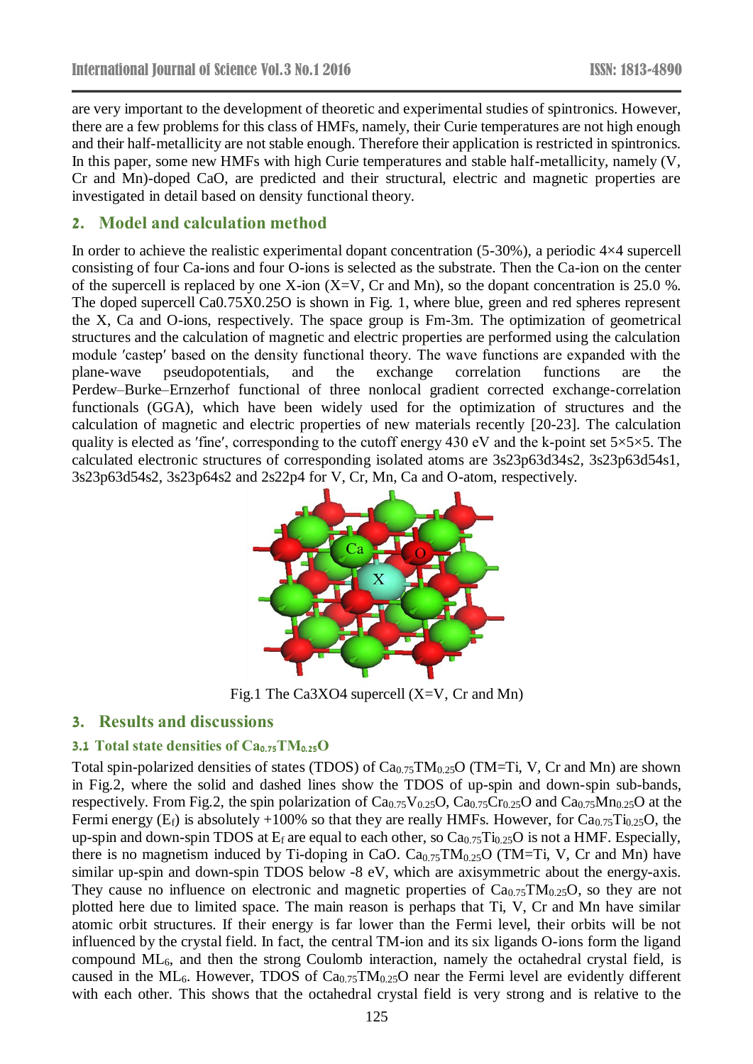are very important to the development of theoretic and experimental studies of spintronics. However, there are a few problems for this class of HMFs, namely, their Curie temperatures are not high enough and their half-metallicity are not stable enough. Therefore their application is restricted in spintronics. In this paper, some new HMFs with high Curie temperatures and stable half-metallicity, namely (V, Cr and Mn)-doped CaO, are predicted and their structural, electric and magnetic properties are investigated in detail based on density functional theory.

## 2. Model and calculation method

In order to achieve the realistic experimental dopant concentration (5-30%), a periodic 4×4 supercell consisting of four Ca-ions and four O-ions is selected as the substrate. Then the Ca-ion on the center of the supercell is replaced by one X-ion (X=V, Cr and Mn), so the dopant concentration is 25.0 %. The doped supercell Ca0.75X0.25O is shown in Fig. 1, where blue, green and red spheres represent the X, Ca and O-ions, respectively. The space group is Fm-3m. The optimization of geometrical structures and the calculation of magnetic and electric properties are performed using the calculation module 'castep' based on the density functional theory. The wave functions are expanded with the plane-wave pseudopotentials, and the exchange correlation functions are the Perdew–Burke–Ernzerhof functional of three nonlocal gradient corrected exchange-correlation functionals (GGA), which have been widely used for the optimization of structures and the calculation of magnetic and electric properties of new materials recently [20-23]. The calculation quality is elected as 'fine', corresponding to the cutoff energy 430 eV and the k-point set 5×5×5. The calculated electronic structures of corresponding isolated atoms are 3s23p63d34s2, 3s23p63d54s1, 3s23p63d54s2, 3s23p64s2 and 2s22p4 for V, Cr, Mn, Ca and O-atom, respectively.

Fig.1 The Ca3XO4 supercell (X=V, Cr and Mn)

## 3. Results and discussions

### 3.1 Total state densities of $Ca_{0.75}TM_{0.25}O$

Total spin-polarized densities of states (TDOS) of $Ca_{0.75}TM_{0.25}O$ (TM=Ti, V, Cr and Mn) are shown in Fig.2, where the solid and dashed lines show the TDOS of up-spin and down-spin sub-bands, respectively. From Fig.2, the spin polarization of $Ca_{0.75}V_{0.25}O$, $Ca_{0.75}Cr_{0.25}O$ and $Ca_{0.75}Mn_{0.25}O$ at the Fermi energy ($E_f$) is absolutely +100% so that they are really HMFs. However, for $Ca_{0.75}Ti_{0.25}O$, the up-spin and down-spin TDOS at $E_f$ are equal to each other, so $Ca_{0.75}Ti_{0.25}O$ is not a HMF. Especially, there is no magnetism induced by Ti-doping in CaO. $Ca_{0.75}TM_{0.25}O$ (TM=Ti, V, Cr and Mn) have similar up-spin and down-spin TDOS below -8 eV, which are axisymmetric about the energy-axis. They cause no influence on electronic and magnetic properties of $Ca_{0.75}TM_{0.25}O$, so they are not plotted here due to limited space. The main reason is perhaps that Ti, V, Cr and Mn have similar atomic orbit structures. If their energy is far lower than the Fermi level, their orbits will be not influenced by the crystal field. In fact, the central TM-ion and its six ligands O-ions form the ligand compound $ML_6$, and then the strong Coulomb interaction, namely the octahedral crystal field, is caused in the $ML_6$. However, TDOS of $Ca_{0.75}TM_{0.25}O$ near the Fermi level are evidently different with each other. This shows that the octahedral crystal field is very strong and is relative to the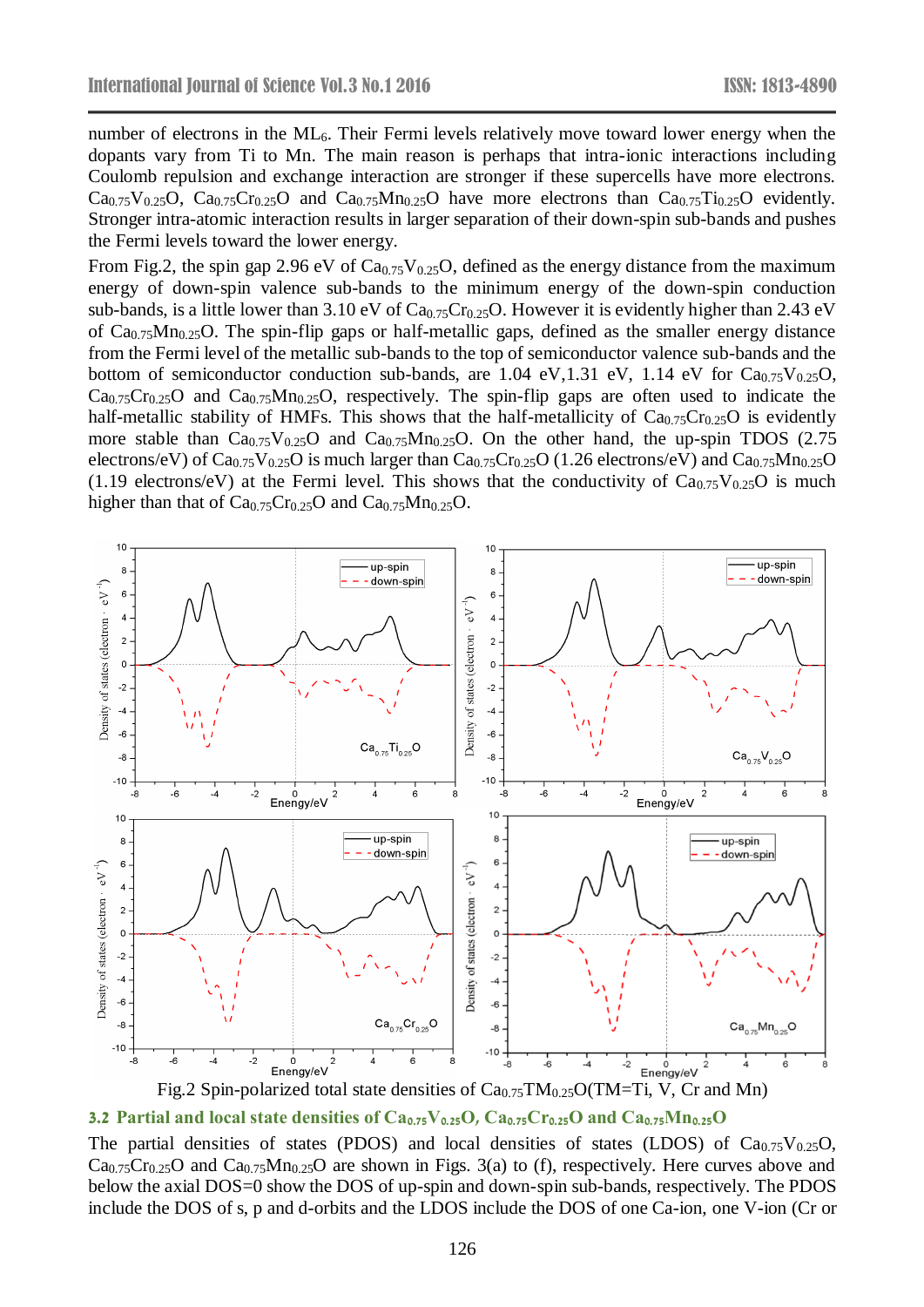number of electrons in the $ML_6$. Their Fermi levels relatively move toward lower energy when the dopants vary from Ti to Mn. The main reason is perhaps that intra-ionic interactions including Coulomb repulsion and exchange interaction are stronger if these supercells have more electrons. $Ca_{0.75}V_{0.25}O$, $Ca_{0.75}Cr_{0.25}O$ and $Ca_{0.75}Mn_{0.25}O$ have more electrons than $Ca_{0.75}Ti_{0.25}O$ evidently. Stronger intra-atomic interaction results in larger separation of their down-spin sub-bands and pushes the Fermi levels toward the lower energy.

From Fig.2, the spin gap 2.96 eV of $Ca_{0.75}V_{0.25}O$, defined as the energy distance from the maximum energy of down-spin valence sub-bands to the minimum energy of the down-spin conduction sub-bands, is a little lower than 3.10 eV of $Ca_{0.75}Cr_{0.25}O$. However it is evidently higher than 2.43 eV of $Ca_{0.75}Mn_{0.25}O$. The spin-flip gaps or half-metallic gaps, defined as the smaller energy distance from the Fermi level of the metallic sub-bands to the top of semiconductor valence sub-bands and the bottom of semiconductor conduction sub-bands, are 1.04 eV,1.31 eV, 1.14 eV for $Ca_{0.75}V_{0.25}O$, $Ca_{0.75}Cr_{0.25}O$ and $Ca_{0.75}Mn_{0.25}O$, respectively. The spin-flip gaps are often used to indicate the half-metallic stability of HMFs. This shows that the half-metallicity of $Ca_{0.75}Cr_{0.25}O$ is evidently more stable than $Ca_{0.75}V_{0.25}O$ and $Ca_{0.75}Mn_{0.25}O$. On the other hand, the up-spin TDOS (2.75 electrons/eV) of $Ca_{0.75}V_{0.25}O$ is much larger than $Ca_{0.75}Cr_{0.25}O$ (1.26 electrons/eV) and $Ca_{0.75}Mn_{0.25}O$ (1.19 electrons/eV) at the Fermi level. This shows that the conductivity of $Ca_{0.75}V_{0.25}O$ is much higher than that of $Ca_{0.75}Cr_{0.25}O$ and $Ca_{0.75}Mn_{0.25}O$.

Fig.2 Spin-polarized total state densities of $Ca_{0.75}TM_{0.25}O$(TM=Ti, V, Cr and Mn)

### 3.2 Partial and local state densities of $Ca_{0.75}V_{0.25}O$, $Ca_{0.75}Cr_{0.25}O$ and $Ca_{0.75}Mn_{0.25}O$

The partial densities of states (PDOS) and local densities of states (LDOS) of $Ca_{0.75}V_{0.25}O$, $Ca_{0.75}Cr_{0.25}O$ and $Ca_{0.75}Mn_{0.25}O$ are shown in Figs. 3(a) to (f), respectively. Here curves above and below the axial DOS=0 show the DOS of up-spin and down-spin sub-bands, respectively. The PDOS include the DOS of s, p and d-orbits and the LDOS include the DOS of one Ca-ion, one V-ion (Cr or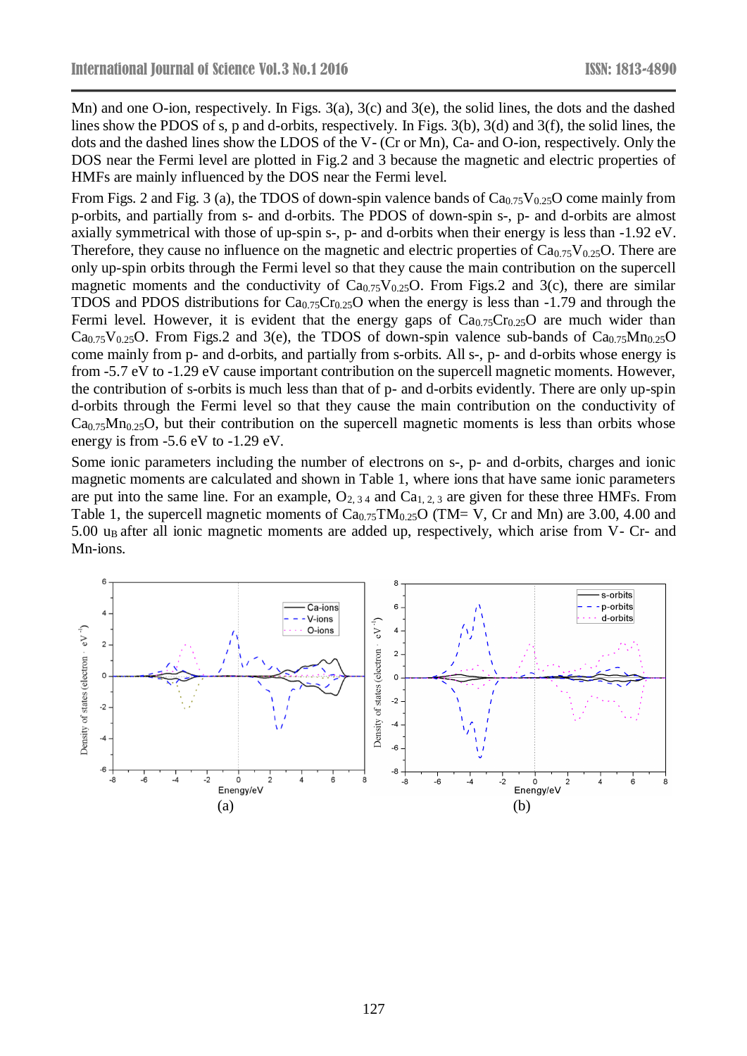Mn) and one O-ion, respectively. In Figs. 3(a), 3(c) and 3(e), the solid lines, the dots and the dashed lines show the PDOS of s, p and d-orbits, respectively. In Figs. 3(b), 3(d) and 3(f), the solid lines, the dots and the dashed lines show the LDOS of the V- (Cr or Mn), Ca- and O-ion, respectively. Only the DOS near the Fermi level are plotted in Fig.2 and 3 because the magnetic and electric properties of HMFs are mainly influenced by the DOS near the Fermi level.

From Figs. 2 and Fig. 3 (a), the TDOS of down-spin valence bands of $Ca_{0.75}V_{0.25}O$ come mainly from p-orbits, and partially from s- and d-orbits. The PDOS of down-spin s-, p- and d-orbits are almost axially symmetrical with those of up-spin s-, p- and d-orbits when their energy is less than -1.92 eV. Therefore, they cause no influence on the magnetic and electric properties of $Ca_{0.75}V_{0.25}O$. There are only up-spin orbits through the Fermi level so that they cause the main contribution on the supercell magnetic moments and the conductivity of $Ca_{0.75}V_{0.25}O$. From Figs.2 and 3(c), there are similar TDOS and PDOS distributions for $Ca_{0.75}Cr_{0.25}O$ when the energy is less than -1.79 and through the Fermi level. However, it is evident that the energy gaps of $Ca_{0.75}Cr_{0.25}O$ are much wider than $Ca_{0.75}V_{0.25}O$. From Figs.2 and 3(e), the TDOS of down-spin valence sub-bands of $Ca_{0.75}Mn_{0.25}O$ come mainly from p- and d-orbits, and partially from s-orbits. All s-, p- and d-orbits whose energy is from -5.7 eV to -1.29 eV cause important contribution on the supercell magnetic moments. However, the contribution of s-orbits is much less than that of p- and d-orbits evidently. There are only up-spin d-orbits through the Fermi level so that they cause the main contribution on the conductivity of $Ca_{0.75}Mn_{0.25}O$, but their contribution on the supercell magnetic moments is less than orbits whose energy is from -5.6 eV to -1.29 eV.

Some ionic parameters including the number of electrons on s-, p- and d-orbits, charges and ionic magnetic moments are calculated and shown in Table 1, where ions that have same ionic parameters are put into the same line. For an example, $O_{2,3\,4}$ and $Ca_{1,2,3}$ are given for these three HMFs. From Table 1, the supercell magnetic moments of $Ca_{0.75}TM_{0.25}O$ (TM= V, Cr and Mn) are 3.00, 4.00 and 5.00 $u_B$ after all ionic magnetic moments are added up, respectively, which arise from V- Cr- and Mn-ions.

(a)

(b)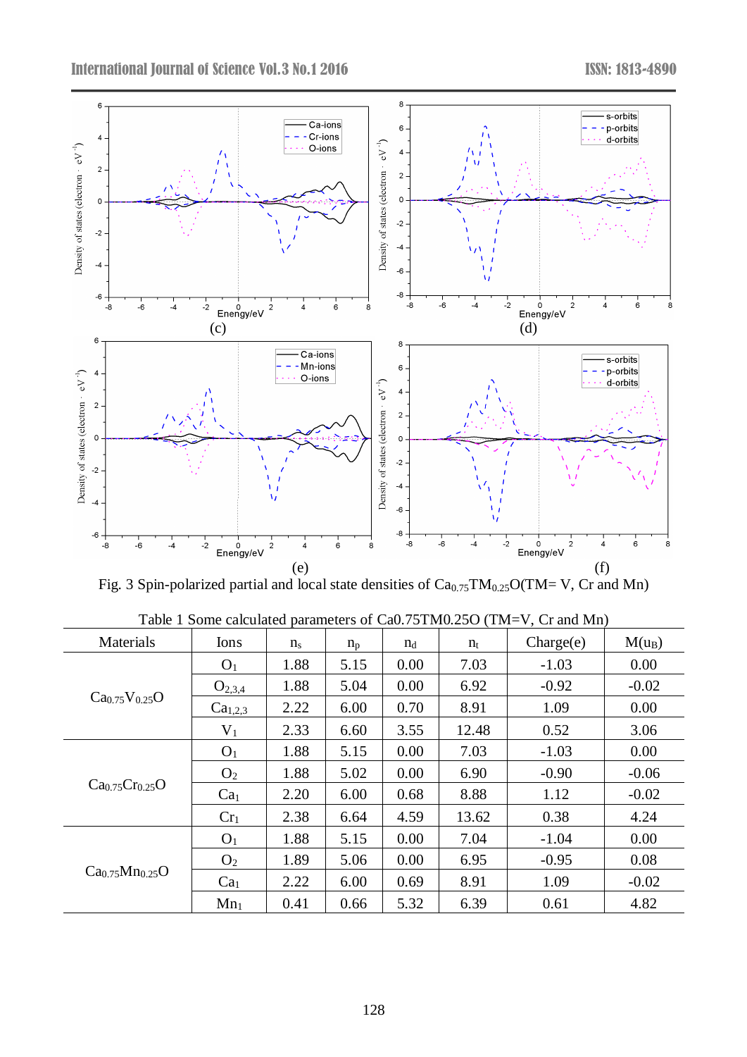Fig. 3 Spin-polarized partial and local state densities of $Ca_{0.75}TM_{0.25}O$(TM= V, Cr and Mn)

Table 1 Some calculated parameters of Ca0.75TM0.25O (TM=V, Cr and Mn)

| Materials | Ions | $n_s$ | $n_p$ | $n_d$ | $n_t$ | Charge(e) | M($u_B$) |
|---|---|---|---|---|---|---|---|
| $Ca_{0.75}V_{0.25}O$ | $O_1$ | 1.88 | 5.15 | 0.00 | 7.03 | -1.03 | 0.00 |
| | $O_{2,3,4}$ | 1.88 | 5.04 | 0.00 | 6.92 | -0.92 | -0.02 |
| | $Ca_{1,2,3}$ | 2.22 | 6.00 | 0.70 | 8.91 | 1.09 | 0.00 |
| | $V_1$ | 2.33 | 6.60 | 3.55 | 12.48 | 0.52 | 3.06 |
| $Ca_{0.75}Cr_{0.25}O$ | $O_1$ | 1.88 | 5.15 | 0.00 | 7.03 | -1.03 | 0.00 |
| | $O_2$ | 1.88 | 5.02 | 0.00 | 6.90 | -0.90 | -0.06 |
| | $Ca_1$ | 2.20 | 6.00 | 0.68 | 8.88 | 1.12 | -0.02 |
| | $Cr_1$ | 2.38 | 6.64 | 4.59 | 13.62 | 0.38 | 4.24 |
| $Ca_{0.75}Mn_{0.25}O$ | $O_1$ | 1.88 | 5.15 | 0.00 | 7.04 | -1.04 | 0.00 |
| | $O_2$ | 1.89 | 5.06 | 0.00 | 6.95 | -0.95 | 0.08 |
| | $Ca_1$ | 2.22 | 6.00 | 0.69 | 8.91 | 1.09 | -0.02 |
| | $Mn_1$ | 0.41 | 0.66 | 5.32 | 6.39 | 0.61 | 4.82 |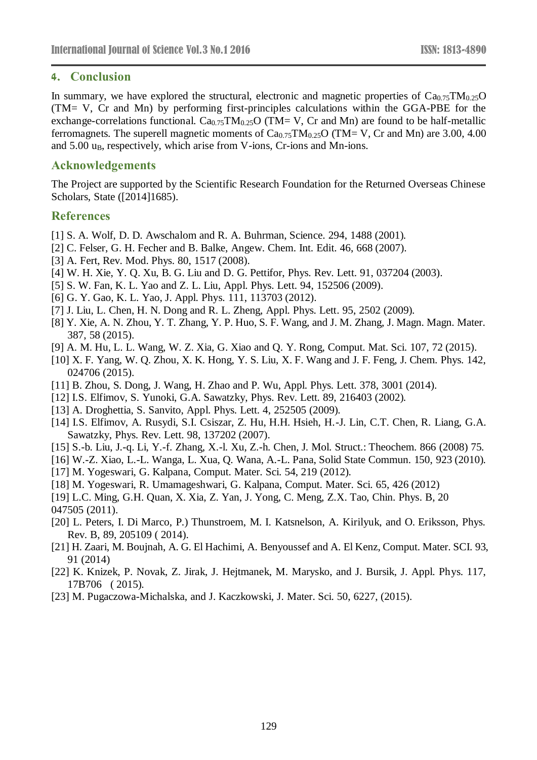## 4. Conclusion

In summary, we have explored the structural, electronic and magnetic properties of $Ca_{0.75}TM_{0.25}O$ (TM= V, Cr and Mn) by performing first-principles calculations within the GGA-PBE for the exchange-correlations functional. $Ca_{0.75}TM_{0.25}O$ (TM= V, Cr and Mn) are found to be half-metallic ferromagnets. The superell magnetic moments of $Ca_{0.75}TM_{0.25}O$ (TM= V, Cr and Mn) are 3.00, 4.00 and 5.00 $u_B$, respectively, which arise from V-ions, Cr-ions and Mn-ions.

## Acknowledgements

The Project are supported by the Scientific Research Foundation for the Returned Overseas Chinese Scholars, State ([2014]1685).

## References

[1] S. A. Wolf, D. D. Awschalom and R. A. Buhrman, Science. 294, 1488 (2001).

[2] C. Felser, G. H. Fecher and B. Balke, Angew. Chem. Int. Edit. 46, 668 (2007).

[3] A. Fert, Rev. Mod. Phys. 80, 1517 (2008).

[4] W. H. Xie, Y. Q. Xu, B. G. Liu and D. G. Pettifor, Phys. Rev. Lett. 91, 037204 (2003).

[5] S. W. Fan, K. L. Yao and Z. L. Liu, Appl. Phys. Lett. 94, 152506 (2009).

[6] G. Y. Gao, K. L. Yao, J. Appl. Phys. 111, 113703 (2012).

[7] J. Liu, L. Chen, H. N. Dong and R. L. Zheng, Appl. Phys. Lett. 95, 2502 (2009).

[8] Y. Xie, A. N. Zhou, Y. T. Zhang, Y. P. Huo, S. F. Wang, and J. M. Zhang, J. Magn. Magn. Mater. 387, 58 (2015).

[9] A. M. Hu, L. L. Wang, W. Z. Xia, G. Xiao and Q. Y. Rong, Comput. Mat. Sci. 107, 72 (2015).

[10] X. F. Yang, W. Q. Zhou, X. K. Hong, Y. S. Liu, X. F. Wang and J. F. Feng, J. Chem. Phys. 142, 024706 (2015).

[11] B. Zhou, S. Dong, J. Wang, H. Zhao and P. Wu, Appl. Phys. Lett. 378, 3001 (2014).

[12] I.S. Elfimov, S. Yunoki, G.A. Sawatzky, Phys. Rev. Lett. 89, 216403 (2002).

[13] A. Droghettia, S. Sanvito, Appl. Phys. Lett. 4, 252505 (2009).

[14] I.S. Elfimov, A. Rusydi, S.I. Csiszar, Z. Hu, H.H. Hsieh, H.-J. Lin, C.T. Chen, R. Liang, G.A. Sawatzky, Phys. Rev. Lett. 98, 137202 (2007).

[15] S.-b. Liu, J.-q. Li, Y.-f. Zhang, X.-l. Xu, Z.-h. Chen, J. Mol. Struct.: Theochem. 866 (2008) 75.

[16] W.-Z. Xiao, L.-L. Wanga, L. Xua, Q. Wana, A.-L. Pana, Solid State Commun. 150, 923 (2010).

[17] M. Yogeswari, G. Kalpana, Comput. Mater. Sci. 54, 219 (2012).

[18] M. Yogeswari, R. Umamageshwari, G. Kalpana, Comput. Mater. Sci. 65, 426 (2012)

[19] L.C. Ming, G.H. Quan, X. Xia, Z. Yan, J. Yong, C. Meng, Z.X. Tao, Chin. Phys. B, 20 047505 (2011).

[20] L. Peters, I. Di Marco, P.) Thunstroem, M. I. Katsnelson, A. Kirilyuk, and O. Eriksson, Phys. Rev. B, 89, 205109 ( 2014).

[21] H. Zaari, M. Boujnah, A. G. El Hachimi, A. Benyoussef and A. El Kenz, Comput. Mater. SCI. 93, 91 (2014)

[22] K. Knizek, P. Novak, Z. Jirak, J. Hejtmanek, M. Marysko, and J. Bursik, J. Appl. Phys. 117, 17B706 ( 2015).

[23] M. Pugaczowa-Michalska, and J. Kaczkowski, J. Mater. Sci. 50, 6227, (2015).